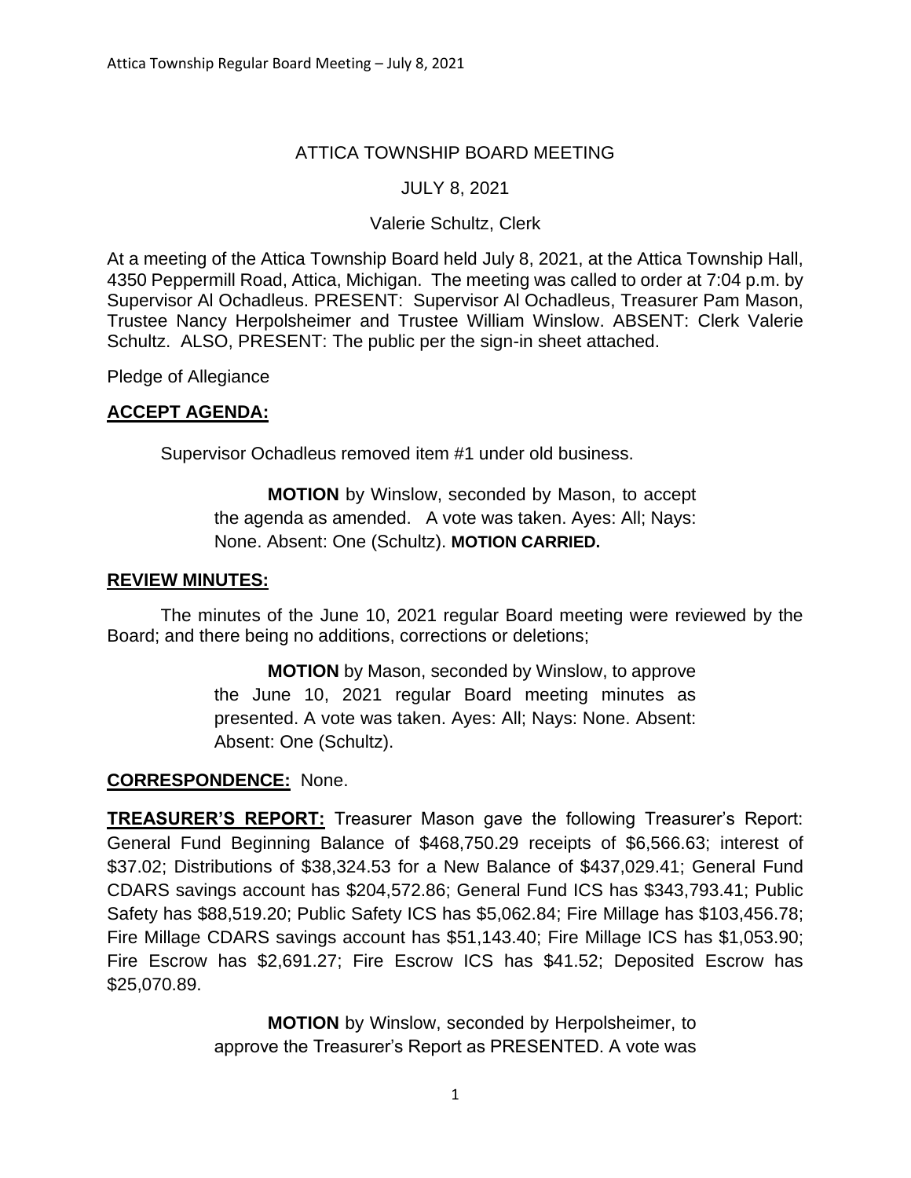# ATTICA TOWNSHIP BOARD MEETING

JULY 8, 2021

Valerie Schultz, Clerk

At a meeting of the Attica Township Board held July 8, 2021, at the Attica Township Hall, 4350 Peppermill Road, Attica, Michigan. The meeting was called to order at 7:04 p.m. by Supervisor Al Ochadleus. PRESENT: Supervisor Al Ochadleus, Treasurer Pam Mason, Trustee Nancy Herpolsheimer and Trustee William Winslow. ABSENT: Clerk Valerie Schultz. ALSO, PRESENT: The public per the sign-in sheet attached.

Pledge of Allegiance

## ACCEPT AGENDA:

Supervisor Ochadleus removed item #1 under old business.

> **MOTION** by Winslow, seconded by Mason, to accept the agenda as amended. A vote was taken. Ayes: All; Nays: None. Absent: One (Schultz). **MOTION CARRIED.**

## REVIEW MINUTES:

The minutes of the June 10, 2021 regular Board meeting were reviewed by the Board; and there being no additions, corrections or deletions;

> **MOTION** by Mason, seconded by Winslow, to approve the June 10, 2021 regular Board meeting minutes as presented. A vote was taken. Ayes: All; Nays: None. Absent: Absent: One (Schultz).

**CORRESPONDENCE:** None.

**TREASURER'S REPORT:** Treasurer Mason gave the following Treasurer's Report: General Fund Beginning Balance of $468,750.29 receipts of $6,566.63; interest of $37.02; Distributions of $38,324.53 for a New Balance of $437,029.41; General Fund CDARS savings account has $204,572.86; General Fund ICS has $343,793.41; Public Safety has $88,519.20; Public Safety ICS has $5,062.84; Fire Millage has $103,456.78; Fire Millage CDARS savings account has $51,143.40; Fire Millage ICS has $1,053.90; Fire Escrow has $2,691.27; Fire Escrow ICS has $41.52; Deposited Escrow has $25,070.89.

> **MOTION** by Winslow, seconded by Herpolsheimer, to approve the Treasurer's Report as PRESENTED. A vote was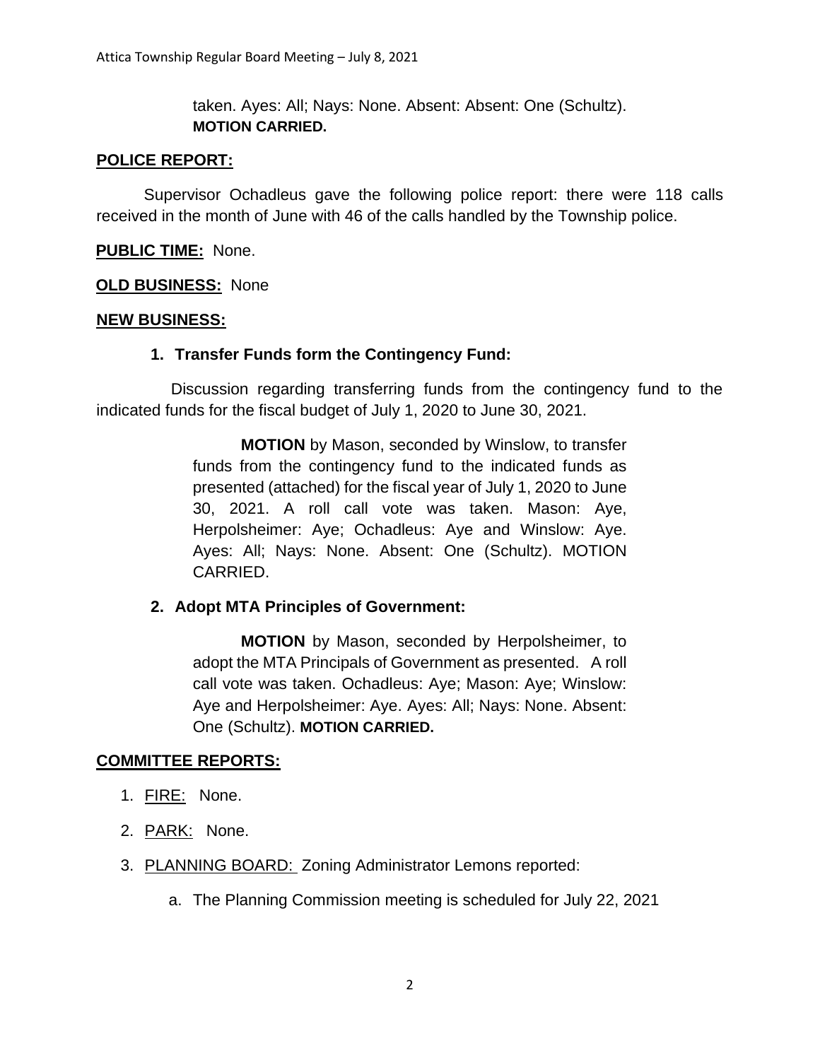taken. Ayes: All; Nays: None. Absent: Absent: One (Schultz). **MOTION CARRIED.**

**POLICE REPORT:**

Supervisor Ochadleus gave the following police report: there were 118 calls received in the month of June with 46 of the calls handled by the Township police.

**PUBLIC TIME:** None.

**OLD BUSINESS:** None

**NEW BUSINESS:**

1. **Transfer Funds form the Contingency Fund:**

Discussion regarding transferring funds from the contingency fund to the indicated funds for the fiscal budget of July 1, 2020 to June 30, 2021.

> **MOTION** by Mason, seconded by Winslow, to transfer funds from the contingency fund to the indicated funds as presented (attached) for the fiscal year of July 1, 2020 to June 30, 2021. A roll call vote was taken. Mason: Aye, Herpolsheimer: Aye; Ochadleus: Aye and Winslow: Aye. Ayes: All; Nays: None. Absent: One (Schultz). MOTION CARRIED.

2. **Adopt MTA Principles of Government:**

> **MOTION** by Mason, seconded by Herpolsheimer, to adopt the MTA Principals of Government as presented. A roll call vote was taken. Ochadleus: Aye; Mason: Aye; Winslow: Aye and Herpolsheimer: Aye. Ayes: All; Nays: None. Absent: One (Schultz). **MOTION CARRIED.**

**COMMITTEE REPORTS:**

1. FIRE: None.
2. PARK: None.
3. PLANNING BOARD: Zoning Administrator Lemons reported:
   a. The Planning Commission meeting is scheduled for July 22, 2021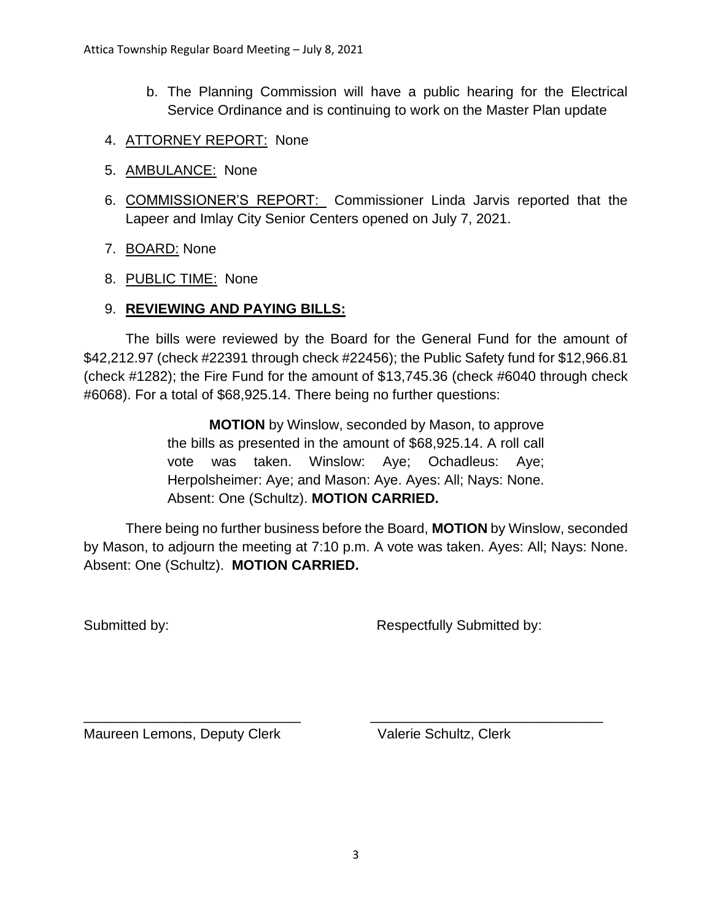b. The Planning Commission will have a public hearing for the Electrical Service Ordinance and is continuing to work on the Master Plan update

4. ATTORNEY REPORT: None
5. AMBULANCE: None
6. COMMISSIONER'S REPORT: Commissioner Linda Jarvis reported that the Lapeer and Imlay City Senior Centers opened on July 7, 2021.
7. BOARD: None
8. PUBLIC TIME: None
9. **REVIEWING AND PAYING BILLS:**

The bills were reviewed by the Board for the General Fund for the amount of $42,212.97 (check #22391 through check #22456); the Public Safety fund for $12,966.81 (check #1282); the Fire Fund for the amount of $13,745.36 (check #6040 through check #6068). For a total of $68,925.14. There being no further questions:

> **MOTION** by Winslow, seconded by Mason, to approve the bills as presented in the amount of $68,925.14. A roll call vote was taken. Winslow: Aye; Ochadleus: Aye; Herpolsheimer: Aye; and Mason: Aye. Ayes: All; Nays: None. Absent: One (Schultz). **MOTION CARRIED.**

There being no further business before the Board, **MOTION** by Winslow, seconded by Mason, to adjourn the meeting at 7:10 p.m. A vote was taken. Ayes: All; Nays: None. Absent: One (Schultz). **MOTION CARRIED.**

Submitted by:

\_\_\_\_\_\_\_\_\_\_\_\_\_\_\_\_\_\_\_\_\_\_\_\_\_\_\_\_

Maureen Lemons, Deputy Clerk

Respectfully Submitted by:

\_\_\_\_\_\_\_\_\_\_\_\_\_\_\_\_\_\_\_\_\_\_\_\_\_\_\_\_

Valerie Schultz, Clerk